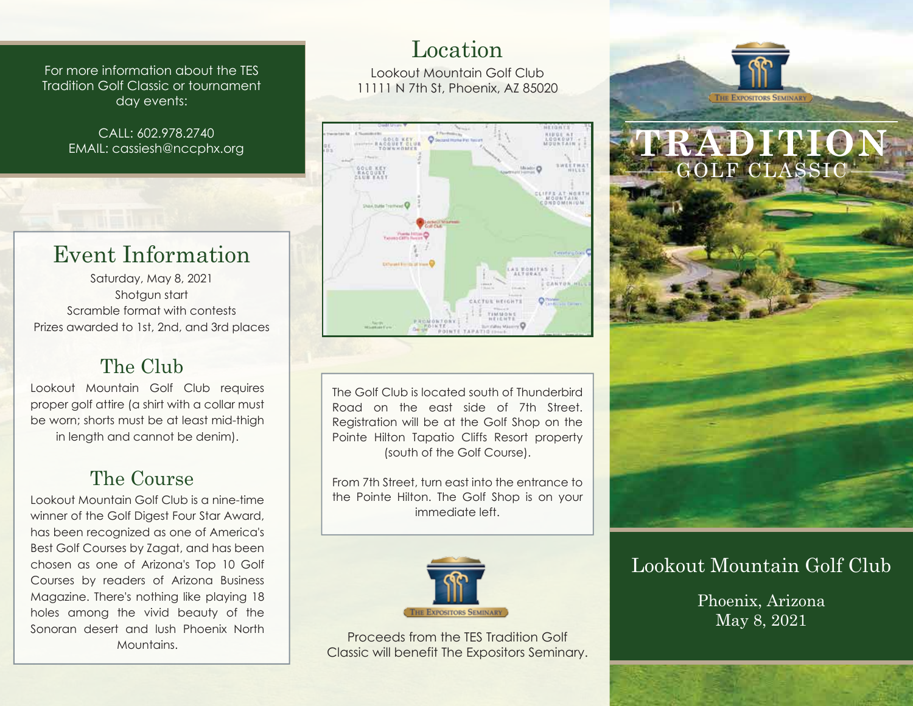For more information about the TES Tradition Golf Classic or tournament day events:

CALL: 602.978.2740
EMAIL: cassiesh@nccphx.org

## Event Information

Saturday, May 8, 2021
Shotgun start
Scramble format with contests
Prizes awarded to 1st, 2nd, and 3rd places

## The Club

Lookout Mountain Golf Club requires proper golf attire (a shirt with a collar must be worn; shorts must be at least mid-thigh in length and cannot be denim).

## The Course

Lookout Mountain Golf Club is a nine-time winner of the Golf Digest Four Star Award, has been recognized as one of America's Best Golf Courses by Zagat, and has been chosen as one of Arizona's Top 10 Golf Courses by readers of Arizona Business Magazine. There's nothing like playing 18 holes among the vivid beauty of the Sonoran desert and lush Phoenix North Mountains.

## Location

Lookout Mountain Golf Club
11111 N 7th St, Phoenix, AZ 85020

The Golf Club is located south of Thunderbird Road on the east side of 7th Street. Registration will be at the Golf Shop on the Pointe Hilton Tapatio Cliffs Resort property (south of the Golf Course).

From 7th Street, turn east into the entrance to the Pointe Hilton. The Golf Shop is on your immediate left.

THE EXPOSITORS SEMINARY

Proceeds from the TES Tradition Golf Classic will benefit The Expositors Seminary.

THE EXPOSITORS SEMINARY

# TRADITION
## GOLF CLASSIC

## Lookout Mountain Golf Club

Phoenix, Arizona
May 8, 2021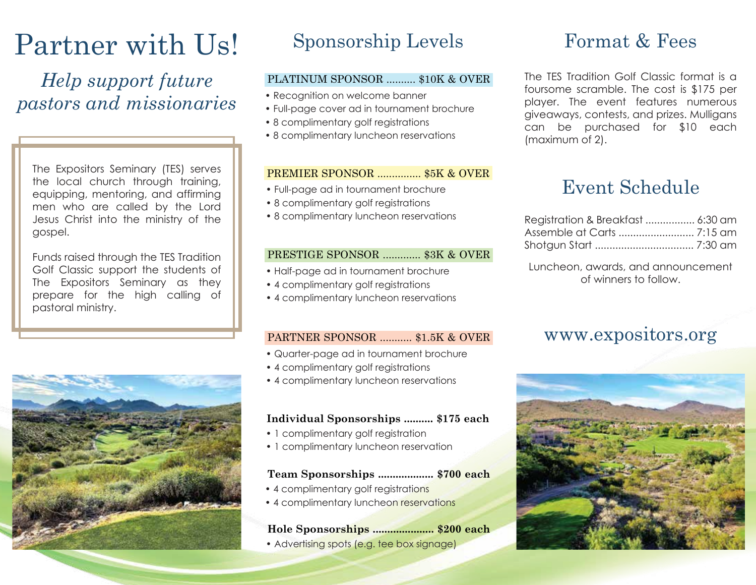# Partner with Us!

*Help support future pastors and missionaries*

The Expositors Seminary (TES) serves the local church through training, equipping, mentoring, and affirming men who are called by the Lord Jesus Christ into the ministry of the gospel.

Funds raised through the TES Tradition Golf Classic support the students of The Expositors Seminary as they prepare for the high calling of pastoral ministry.

## Sponsorship Levels

PLATINUM SPONSOR .......... $10K & OVER

- Recognition on welcome banner
- Full-page cover ad in tournament brochure
- 8 complimentary golf registrations
- 8 complimentary luncheon reservations

PREMIER SPONSOR ............... $5K & OVER

- Full-page ad in tournament brochure
- 8 complimentary golf registrations
- 8 complimentary luncheon reservations

PRESTIGE SPONSOR ............. $3K & OVER

- Half-page ad in tournament brochure
- 4 complimentary golf registrations
- 4 complimentary luncheon reservations

PARTNER SPONSOR ........... $1.5K & OVER

- Quarter-page ad in tournament brochure
- 4 complimentary golf registrations
- 4 complimentary luncheon reservations

**Individual Sponsorships .......... $175 each**

- 1 complimentary golf registration
- 1 complimentary luncheon reservation

**Team Sponsorships .................. $700 each**

- 4 complimentary golf registrations
- 4 complimentary luncheon reservations

**Hole Sponsorships .................... $200 each**

- Advertising spots (e.g. tee box signage)

## Format & Fees

The TES Tradition Golf Classic format is a foursome scramble. The cost is $175 per player. The event features numerous giveaways, contests, and prizes. Mulligans can be purchased for $10 each (maximum of 2).

## Event Schedule

Registration & Breakfast ................. 6:30 am
Assemble at Carts .......................... 7:15 am
Shotgun Start .................................. 7:30 am

Luncheon, awards, and announcement of winners to follow.

www.expositors.org